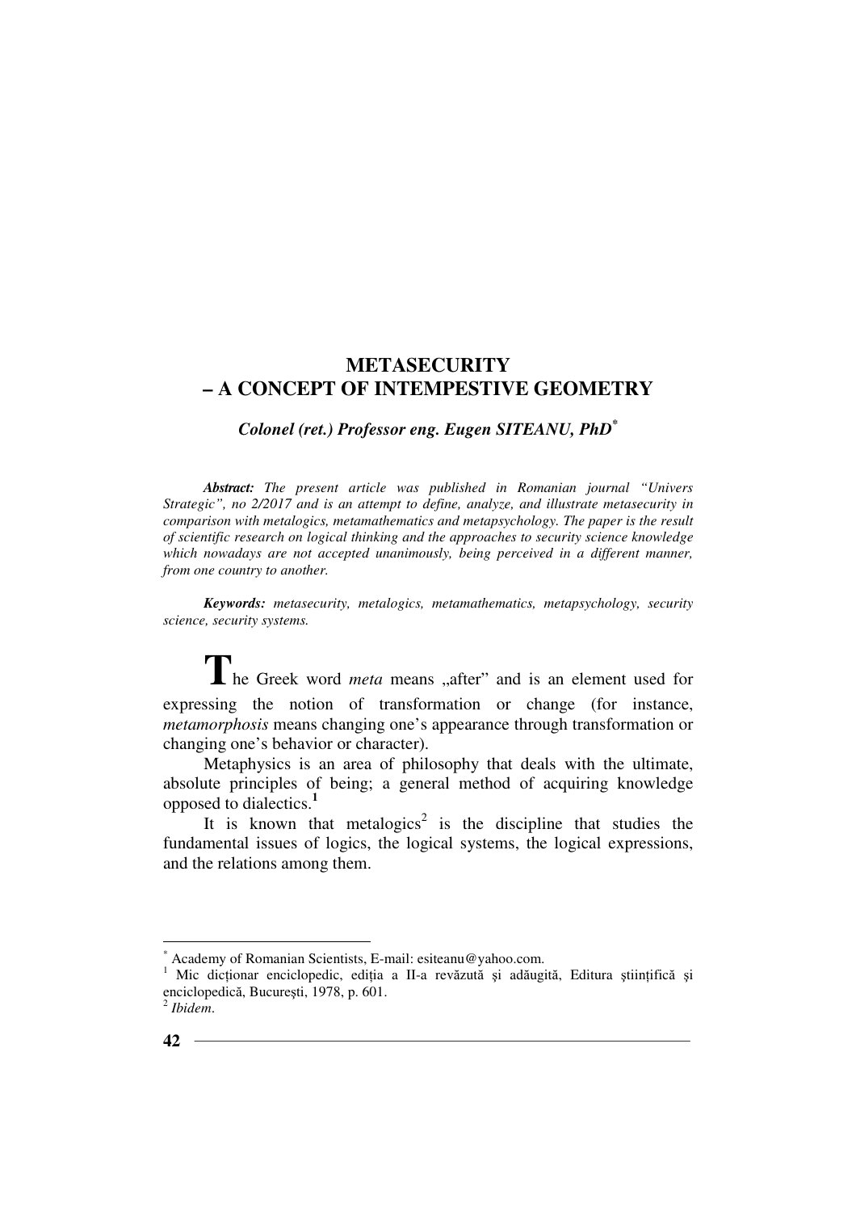# METASECURITY
# – A CONCEPT OF INTEMPESTIVE GEOMETRY

***Colonel (ret.) Professor eng. Eugen SITEANU, PhD*** [*]

***Abstract:*** *The present article was published in Romanian journal "Univers Strategic", no 2/2017 and is an attempt to define, analyze, and illustrate metasecurity in comparison with metalogics, metamathematics and metapsychology. The paper is the result of scientific research on logical thinking and the approaches to security science knowledge which nowadays are not accepted unanimously, being perceived in a different manner, from one country to another.*

***Keywords:*** *metasecurity, metalogics, metamathematics, metapsychology, security science, security systems.*

The Greek word *meta* means „after" and is an element used for expressing the notion of transformation or change (for instance, *metamorphosis* means changing one's appearance through transformation or changing one's behavior or character).

Metaphysics is an area of philosophy that deals with the ultimate, absolute principles of being; a general method of acquiring knowledge opposed to dialectics.[1]

It is known that metalogics[2] is the discipline that studies the fundamental issues of logics, the logical systems, the logical expressions, and the relations among them.

---

[*] Academy of Romanian Scientists, E-mail: esiteanu@yahoo.com.

[1] Mic dicționar enciclopedic, ediția a II-a revăzută şi adăugită, Editura ştiințifică şi enciclopedică, Bucureşti, 1978, p. 601.

[2] *Ibidem*.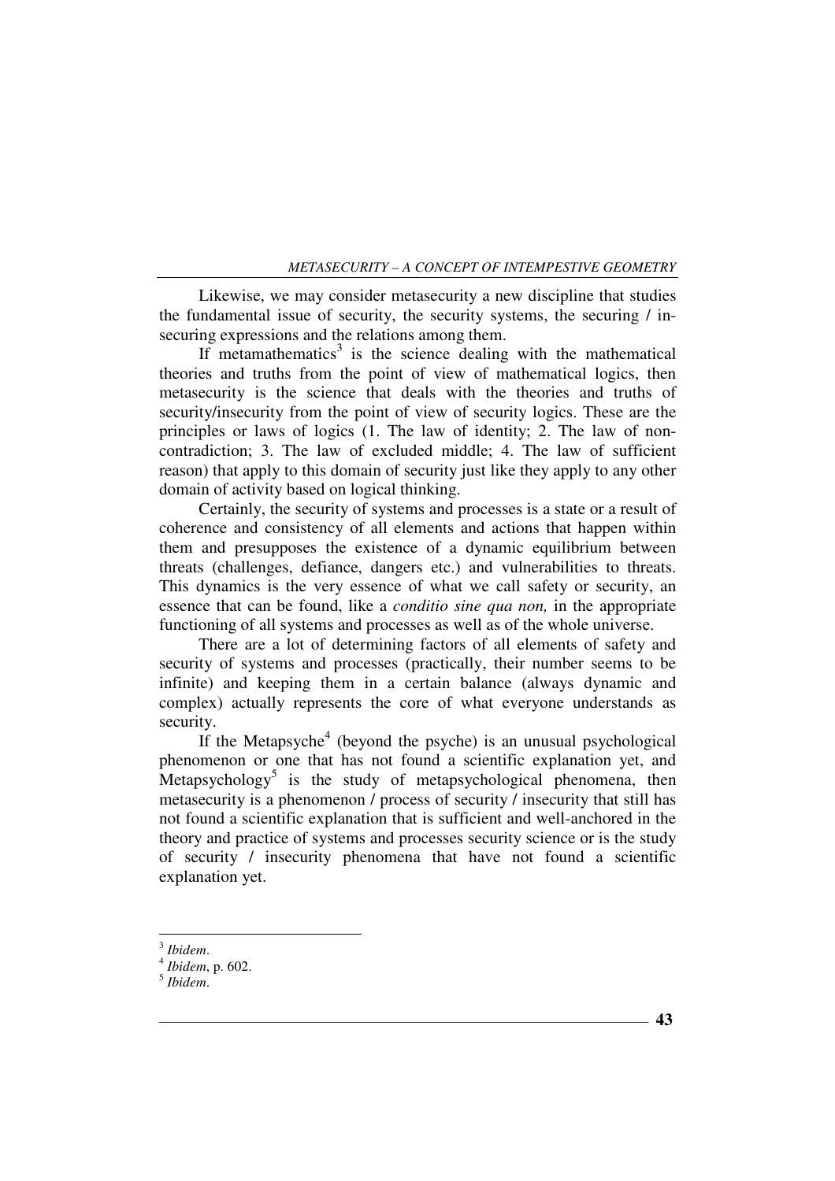Likewise, we may consider metasecurity a new discipline that studies the fundamental issue of security, the security systems, the securing / in-securing expressions and the relations among them.

If metamathematics[3] is the science dealing with the mathematical theories and truths from the point of view of mathematical logics, then metasecurity is the science that deals with the theories and truths of security/insecurity from the point of view of security logics. These are the principles or laws of logics (1. The law of identity; 2. The law of non-contradiction; 3. The law of excluded middle; 4. The law of sufficient reason) that apply to this domain of security just like they apply to any other domain of activity based on logical thinking.

Certainly, the security of systems and processes is a state or a result of coherence and consistency of all elements and actions that happen within them and presupposes the existence of a dynamic equilibrium between threats (challenges, defiance, dangers etc.) and vulnerabilities to threats. This dynamics is the very essence of what we call safety or security, an essence that can be found, like a *conditio sine qua non,* in the appropriate functioning of all systems and processes as well as of the whole universe.

There are a lot of determining factors of all elements of safety and security of systems and processes (practically, their number seems to be infinite) and keeping them in a certain balance (always dynamic and complex) actually represents the core of what everyone understands as security.

If the Metapsyche[4] (beyond the psyche) is an unusual psychological phenomenon or one that has not found a scientific explanation yet, and Metapsychology[5] is the study of metapsychological phenomena, then metasecurity is a phenomenon / process of security / insecurity that still has not found a scientific explanation that is sufficient and well-anchored in the theory and practice of systems and processes security science or is the study of security / insecurity phenomena that have not found a scientific explanation yet.

---

[3] *Ibidem*.

[4] *Ibidem*, p. 602.

[5] *Ibidem*.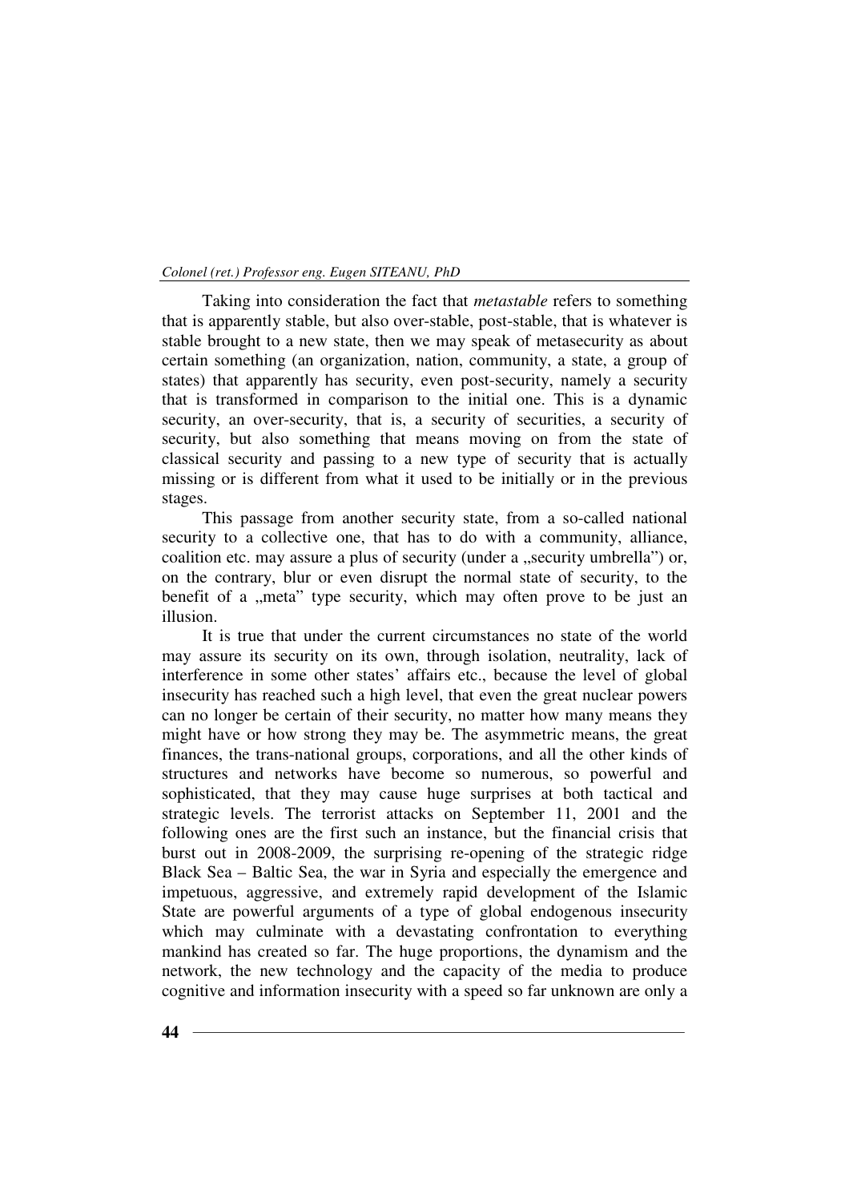Taking into consideration the fact that *metastable* refers to something that is apparently stable, but also over-stable, post-stable, that is whatever is stable brought to a new state, then we may speak of metasecurity as about certain something (an organization, nation, community, a state, a group of states) that apparently has security, even post-security, namely a security that is transformed in comparison to the initial one. This is a dynamic security, an over-security, that is, a security of securities, a security of security, but also something that means moving on from the state of classical security and passing to a new type of security that is actually missing or is different from what it used to be initially or in the previous stages.

This passage from another security state, from a so-called national security to a collective one, that has to do with a community, alliance, coalition etc. may assure a plus of security (under a „security umbrella") or, on the contrary, blur or even disrupt the normal state of security, to the benefit of a „meta" type security, which may often prove to be just an illusion.

It is true that under the current circumstances no state of the world may assure its security on its own, through isolation, neutrality, lack of interference in some other states' affairs etc., because the level of global insecurity has reached such a high level, that even the great nuclear powers can no longer be certain of their security, no matter how many means they might have or how strong they may be. The asymmetric means, the great finances, the trans-national groups, corporations, and all the other kinds of structures and networks have become so numerous, so powerful and sophisticated, that they may cause huge surprises at both tactical and strategic levels. The terrorist attacks on September 11, 2001 and the following ones are the first such an instance, but the financial crisis that burst out in 2008-2009, the surprising re-opening of the strategic ridge Black Sea – Baltic Sea, the war in Syria and especially the emergence and impetuous, aggressive, and extremely rapid development of the Islamic State are powerful arguments of a type of global endogenous insecurity which may culminate with a devastating confrontation to everything mankind has created so far. The huge proportions, the dynamism and the network, the new technology and the capacity of the media to produce cognitive and information insecurity with a speed so far unknown are only a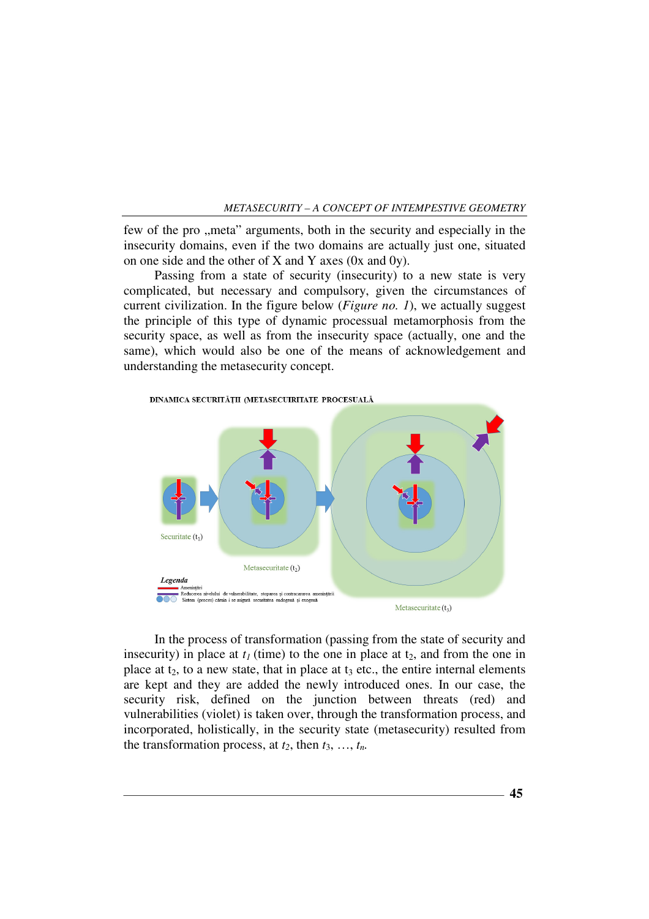few of the pro „meta" arguments, both in the security and especially in the insecurity domains, even if the two domains are actually just one, situated on one side and the other of X and Y axes (0x and 0y).

Passing from a state of security (insecurity) to a new state is very complicated, but necessary and compulsory, given the circumstances of current civilization. In the figure below (*Figure no. 1*), we actually suggest the principle of this type of dynamic processual metamorphosis from the security space, as well as from the insecurity space (actually, one and the same), which would also be one of the means of acknowledgement and understanding the metasecurity concept.

DINAMICA SECURITĂȚII (METASECUIRITATE PROCESUALĂ

Securitate ($t_1$)

Metasecuritate ($t_2$)

Metasecuritate ($t_3$)

*Legenda*

Amenințări

Reducerea nivelului de vulnerabilitate, stoparea și contracararea amenințării

Sistem (proces) căruia i se asigură securitatea endogenă și exogenă

In the process of transformation (passing from the state of security and insecurity) in place at $t_1$ (time) to the one in place at $t_2$, and from the one in place at $t_2$, to a new state, that in place at $t_3$ etc., the entire internal elements are kept and they are added the newly introduced ones. In our case, the security risk, defined on the junction between threats (red) and vulnerabilities (violet) is taken over, through the transformation process, and incorporated, holistically, in the security state (metasecurity) resulted from the transformation process, at $t_2$, then $t_3$, …, $t_n$.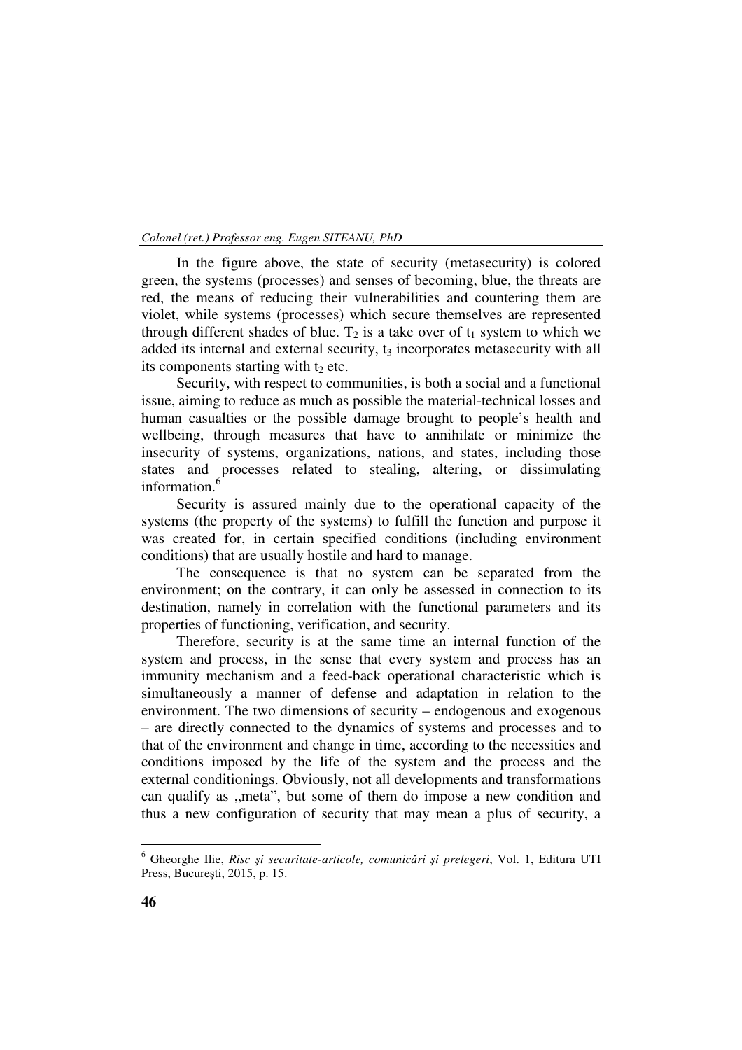In the figure above, the state of security (metasecurity) is colored green, the systems (processes) and senses of becoming, blue, the threats are red, the means of reducing their vulnerabilities and countering them are violet, while systems (processes) which secure themselves are represented through different shades of blue. $T_2$ is a take over of $t_1$ system to which we added its internal and external security, $t_3$ incorporates metasecurity with all its components starting with $t_2$ etc.

Security, with respect to communities, is both a social and a functional issue, aiming to reduce as much as possible the material-technical losses and human casualties or the possible damage brought to people's health and wellbeing, through measures that have to annihilate or minimize the insecurity of systems, organizations, nations, and states, including those states and processes related to stealing, altering, or dissimulating information.[6]

Security is assured mainly due to the operational capacity of the systems (the property of the systems) to fulfill the function and purpose it was created for, in certain specified conditions (including environment conditions) that are usually hostile and hard to manage.

The consequence is that no system can be separated from the environment; on the contrary, it can only be assessed in connection to its destination, namely in correlation with the functional parameters and its properties of functioning, verification, and security.

Therefore, security is at the same time an internal function of the system and process, in the sense that every system and process has an immunity mechanism and a feed-back operational characteristic which is simultaneously a manner of defense and adaptation in relation to the environment. The two dimensions of security – endogenous and exogenous – are directly connected to the dynamics of systems and processes and to that of the environment and change in time, according to the necessities and conditions imposed by the life of the system and the process and the external conditionings. Obviously, not all developments and transformations can qualify as „meta", but some of them do impose a new condition and thus a new configuration of security that may mean a plus of security, a

---

[6] Gheorghe Ilie, *Risc şi securitate-articole, comunicări şi prelegeri*, Vol. 1, Editura UTI Press, Bucureşti, 2015, p. 15.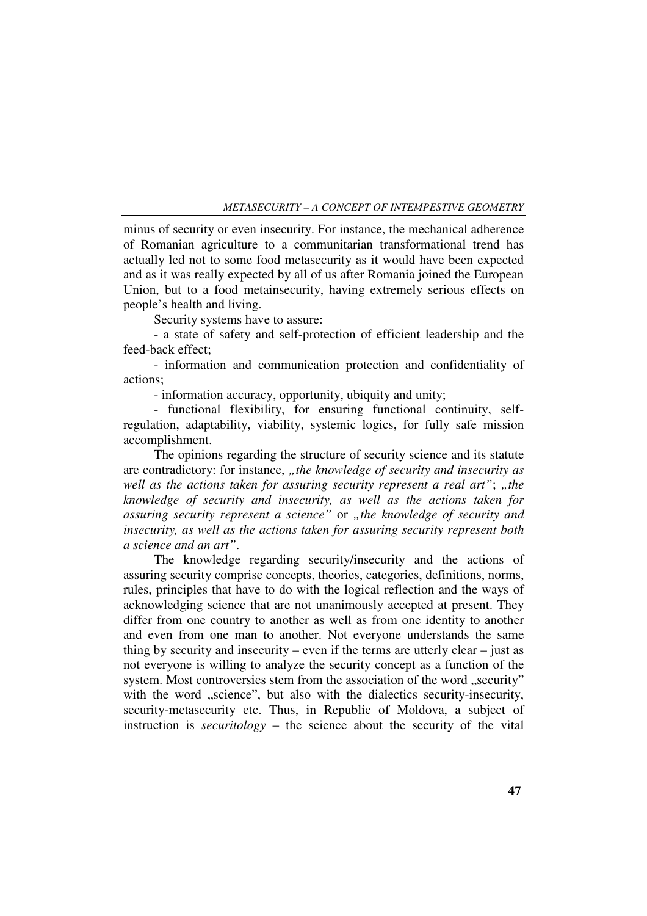minus of security or even insecurity. For instance, the mechanical adherence of Romanian agriculture to a communitarian transformational trend has actually led not to some food metasecurity as it would have been expected and as it was really expected by all of us after Romania joined the European Union, but to a food metainsecurity, having extremely serious effects on people's health and living.

Security systems have to assure:

- a state of safety and self-protection of efficient leadership and the feed-back effect;
- information and communication protection and confidentiality of actions;
- information accuracy, opportunity, ubiquity and unity;
- functional flexibility, for ensuring functional continuity, self-regulation, adaptability, viability, systemic logics, for fully safe mission accomplishment.

The opinions regarding the structure of security science and its statute are contradictory: for instance, *„the knowledge of security and insecurity as well as the actions taken for assuring security represent a real art"*; *„the knowledge of security and insecurity, as well as the actions taken for assuring security represent a science"* or *„the knowledge of security and insecurity, as well as the actions taken for assuring security represent both a science and an art"*.

The knowledge regarding security/insecurity and the actions of assuring security comprise concepts, theories, categories, definitions, norms, rules, principles that have to do with the logical reflection and the ways of acknowledging science that are not unanimously accepted at present. They differ from one country to another as well as from one identity to another and even from one man to another. Not everyone understands the same thing by security and insecurity – even if the terms are utterly clear – just as not everyone is willing to analyze the security concept as a function of the system. Most controversies stem from the association of the word „security" with the word „science", but also with the dialectics security-insecurity, security-metasecurity etc. Thus, in Republic of Moldova, a subject of instruction is *securitology* – the science about the security of the vital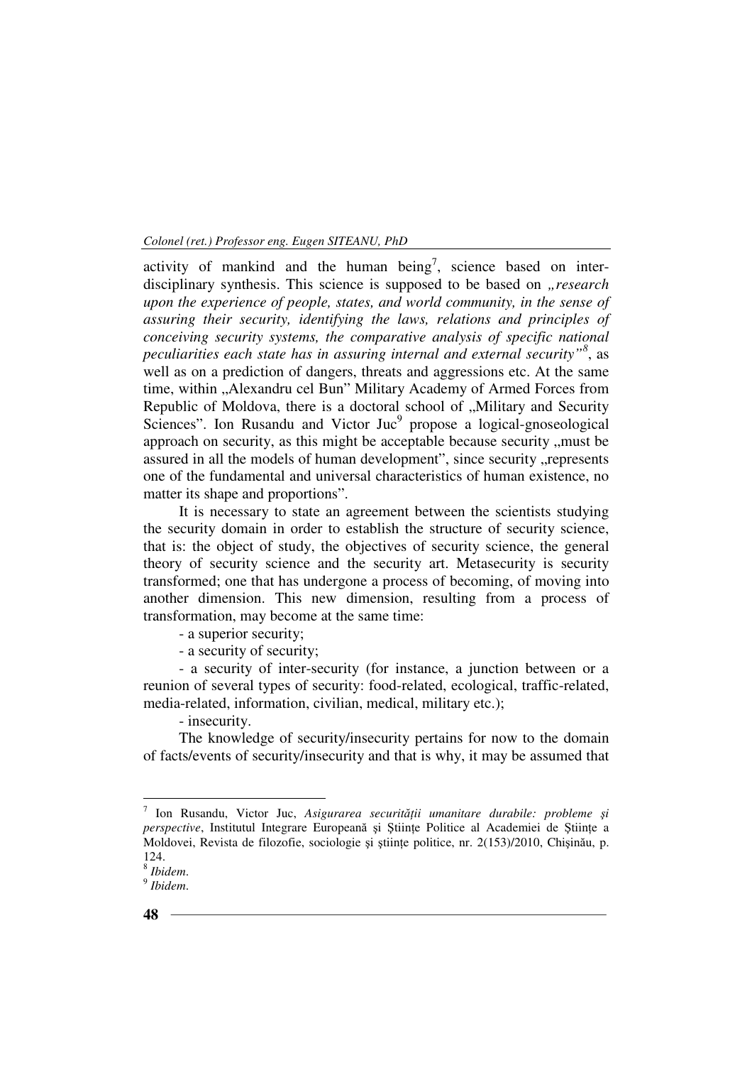activity of mankind and the human being[7], science based on inter-disciplinary synthesis. This science is supposed to be based on *„research upon the experience of people, states, and world community, in the sense of assuring their security, identifying the laws, relations and principles of conceiving security systems, the comparative analysis of specific national peculiarities each state has in assuring internal and external security"*[8], as well as on a prediction of dangers, threats and aggressions etc. At the same time, within „Alexandru cel Bun" Military Academy of Armed Forces from Republic of Moldova, there is a doctoral school of „Military and Security Sciences". Ion Rusandu and Victor Juc[9] propose a logical-gnoseological approach on security, as this might be acceptable because security „must be assured in all the models of human development", since security „represents one of the fundamental and universal characteristics of human existence, no matter its shape and proportions".

It is necessary to state an agreement between the scientists studying the security domain in order to establish the structure of security science, that is: the object of study, the objectives of security science, the general theory of security science and the security art. Metasecurity is security transformed; one that has undergone a process of becoming, of moving into another dimension. This new dimension, resulting from a process of transformation, may become at the same time:

- a superior security;
- a security of security;
- a security of inter-security (for instance, a junction between or a reunion of several types of security: food-related, ecological, traffic-related, media-related, information, civilian, medical, military etc.);
- insecurity.

The knowledge of security/insecurity pertains for now to the domain of facts/events of security/insecurity and that is why, it may be assumed that

---

[7] Ion Rusandu, Victor Juc, *Asigurarea securității umanitare durabile: probleme şi perspective*, Institutul Integrare Europeană şi Ştiințe Politice al Academiei de Ştiințe a Moldovei, Revista de filozofie, sociologie şi ştiințe politice, nr. 2(153)/2010, Chişinău, p. 124.

[8] *Ibidem*.

[9] *Ibidem*.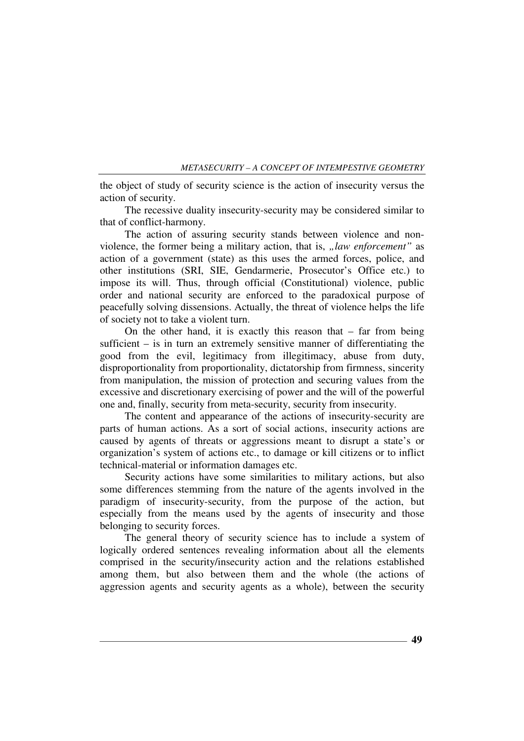the object of study of security science is the action of insecurity versus the action of security.

The recessive duality insecurity-security may be considered similar to that of conflict-harmony.

The action of assuring security stands between violence and non-violence, the former being a military action, that is, *„law enforcement"* as action of a government (state) as this uses the armed forces, police, and other institutions (SRI, SIE, Gendarmerie, Prosecutor's Office etc.) to impose its will. Thus, through official (Constitutional) violence, public order and national security are enforced to the paradoxical purpose of peacefully solving dissensions. Actually, the threat of violence helps the life of society not to take a violent turn.

On the other hand, it is exactly this reason that – far from being sufficient – is in turn an extremely sensitive manner of differentiating the good from the evil, legitimacy from illegitimacy, abuse from duty, disproportionality from proportionality, dictatorship from firmness, sincerity from manipulation, the mission of protection and securing values from the excessive and discretionary exercising of power and the will of the powerful one and, finally, security from meta-security, security from insecurity.

The content and appearance of the actions of insecurity-security are parts of human actions. As a sort of social actions, insecurity actions are caused by agents of threats or aggressions meant to disrupt a state's or organization's system of actions etc., to damage or kill citizens or to inflict technical-material or information damages etc.

Security actions have some similarities to military actions, but also some differences stemming from the nature of the agents involved in the paradigm of insecurity-security, from the purpose of the action, but especially from the means used by the agents of insecurity and those belonging to security forces.

The general theory of security science has to include a system of logically ordered sentences revealing information about all the elements comprised in the security/insecurity action and the relations established among them, but also between them and the whole (the actions of aggression agents and security agents as a whole), between the security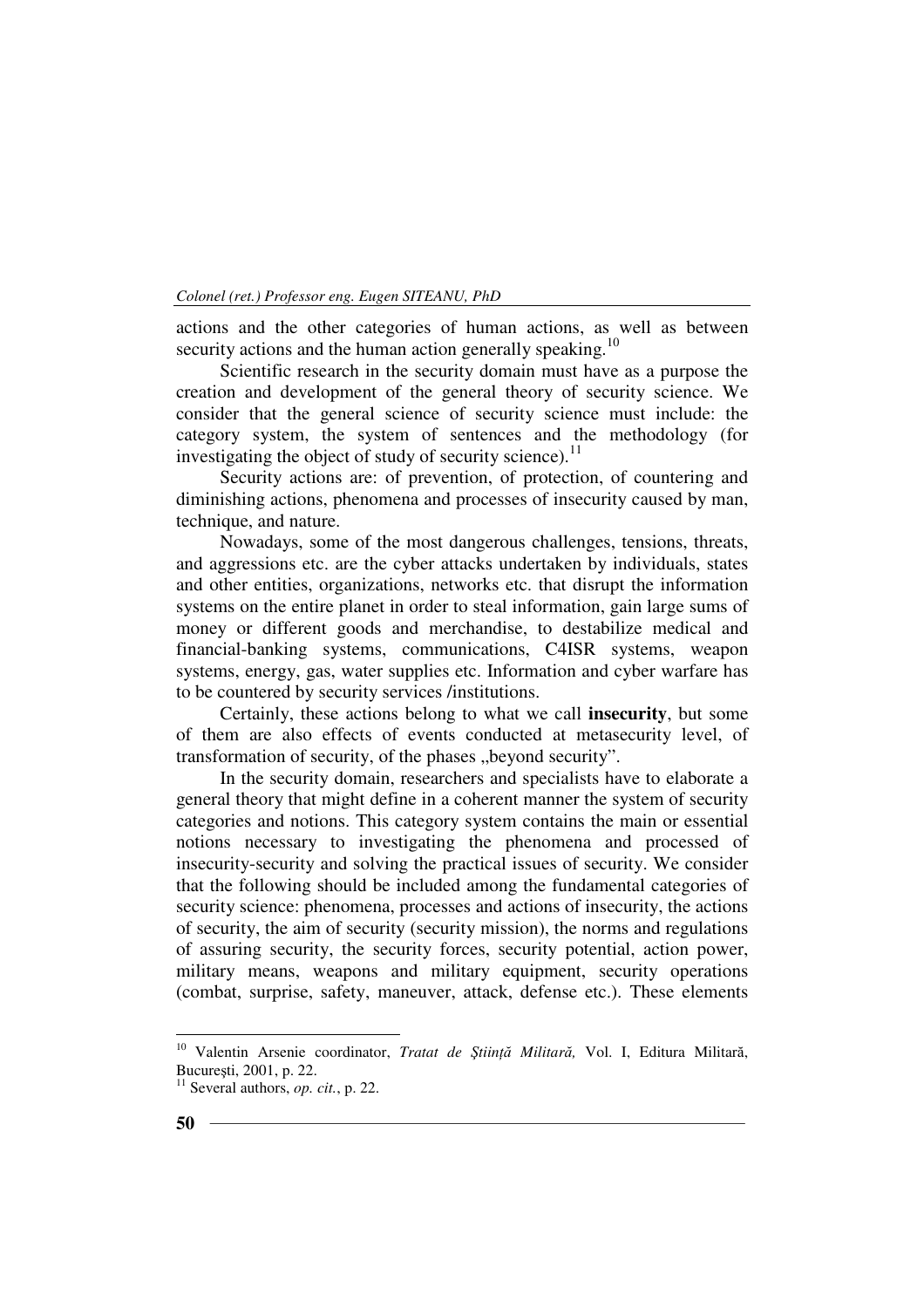actions and the other categories of human actions, as well as between security actions and the human action generally speaking.[10]

Scientific research in the security domain must have as a purpose the creation and development of the general theory of security science. We consider that the general science of security science must include: the category system, the system of sentences and the methodology (for investigating the object of study of security science).[11]

Security actions are: of prevention, of protection, of countering and diminishing actions, phenomena and processes of insecurity caused by man, technique, and nature.

Nowadays, some of the most dangerous challenges, tensions, threats, and aggressions etc. are the cyber attacks undertaken by individuals, states and other entities, organizations, networks etc. that disrupt the information systems on the entire planet in order to steal information, gain large sums of money or different goods and merchandise, to destabilize medical and financial-banking systems, communications, C4ISR systems, weapon systems, energy, gas, water supplies etc. Information and cyber warfare has to be countered by security services /institutions.

Certainly, these actions belong to what we call **insecurity**, but some of them are also effects of events conducted at metasecurity level, of transformation of security, of the phases „beyond security".

In the security domain, researchers and specialists have to elaborate a general theory that might define in a coherent manner the system of security categories and notions. This category system contains the main or essential notions necessary to investigating the phenomena and processed of insecurity-security and solving the practical issues of security. We consider that the following should be included among the fundamental categories of security science: phenomena, processes and actions of insecurity, the actions of security, the aim of security (security mission), the norms and regulations of assuring security, the security forces, security potential, action power, military means, weapons and military equipment, security operations (combat, surprise, safety, maneuver, attack, defense etc.). These elements

---

[10] Valentin Arsenie coordinator, *Tratat de Ştiinţă Militară,* Vol. I, Editura Militară, Bucureşti, 2001, p. 22.

[11] Several authors, *op. cit.*, p. 22.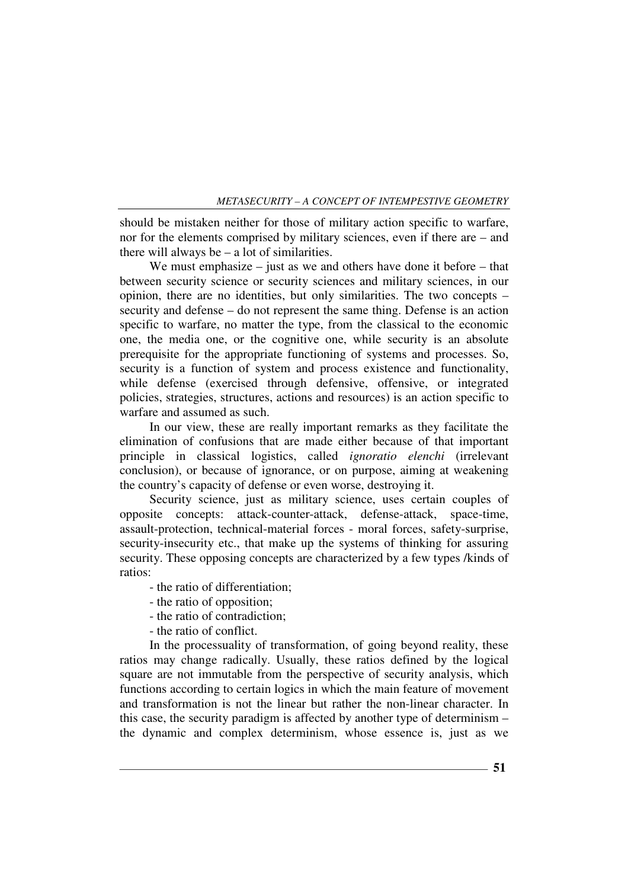should be mistaken neither for those of military action specific to warfare, nor for the elements comprised by military sciences, even if there are – and there will always be – a lot of similarities.

We must emphasize – just as we and others have done it before – that between security science or security sciences and military sciences, in our opinion, there are no identities, but only similarities. The two concepts – security and defense – do not represent the same thing. Defense is an action specific to warfare, no matter the type, from the classical to the economic one, the media one, or the cognitive one, while security is an absolute prerequisite for the appropriate functioning of systems and processes. So, security is a function of system and process existence and functionality, while defense (exercised through defensive, offensive, or integrated policies, strategies, structures, actions and resources) is an action specific to warfare and assumed as such.

In our view, these are really important remarks as they facilitate the elimination of confusions that are made either because of that important principle in classical logistics, called *ignoratio elenchi* (irrelevant conclusion), or because of ignorance, or on purpose, aiming at weakening the country's capacity of defense or even worse, destroying it.

Security science, just as military science, uses certain couples of opposite concepts: attack-counter-attack, defense-attack, space-time, assault-protection, technical-material forces - moral forces, safety-surprise, security-insecurity etc., that make up the systems of thinking for assuring security. These opposing concepts are characterized by a few types /kinds of ratios:

- the ratio of differentiation;
- the ratio of opposition;
- the ratio of contradiction;
- the ratio of conflict.

In the processuality of transformation, of going beyond reality, these ratios may change radically. Usually, these ratios defined by the logical square are not immutable from the perspective of security analysis, which functions according to certain logics in which the main feature of movement and transformation is not the linear but rather the non-linear character. In this case, the security paradigm is affected by another type of determinism – the dynamic and complex determinism, whose essence is, just as we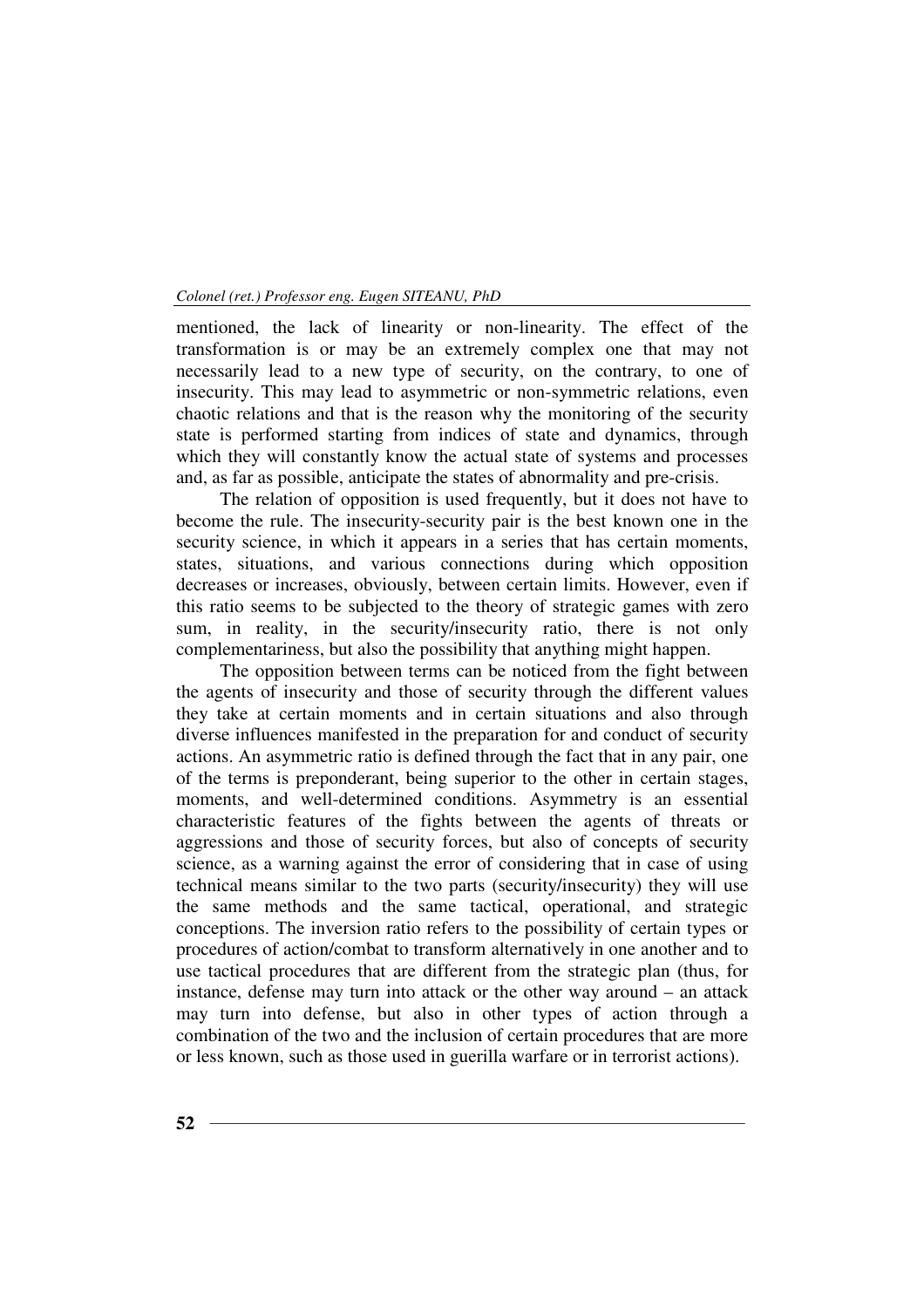mentioned, the lack of linearity or non-linearity. The effect of the transformation is or may be an extremely complex one that may not necessarily lead to a new type of security, on the contrary, to one of insecurity. This may lead to asymmetric or non-symmetric relations, even chaotic relations and that is the reason why the monitoring of the security state is performed starting from indices of state and dynamics, through which they will constantly know the actual state of systems and processes and, as far as possible, anticipate the states of abnormality and pre-crisis.

The relation of opposition is used frequently, but it does not have to become the rule. The insecurity-security pair is the best known one in the security science, in which it appears in a series that has certain moments, states, situations, and various connections during which opposition decreases or increases, obviously, between certain limits. However, even if this ratio seems to be subjected to the theory of strategic games with zero sum, in reality, in the security/insecurity ratio, there is not only complementariness, but also the possibility that anything might happen.

The opposition between terms can be noticed from the fight between the agents of insecurity and those of security through the different values they take at certain moments and in certain situations and also through diverse influences manifested in the preparation for and conduct of security actions. An asymmetric ratio is defined through the fact that in any pair, one of the terms is preponderant, being superior to the other in certain stages, moments, and well-determined conditions. Asymmetry is an essential characteristic features of the fights between the agents of threats or aggressions and those of security forces, but also of concepts of security science, as a warning against the error of considering that in case of using technical means similar to the two parts (security/insecurity) they will use the same methods and the same tactical, operational, and strategic conceptions. The inversion ratio refers to the possibility of certain types or procedures of action/combat to transform alternatively in one another and to use tactical procedures that are different from the strategic plan (thus, for instance, defense may turn into attack or the other way around – an attack may turn into defense, but also in other types of action through a combination of the two and the inclusion of certain procedures that are more or less known, such as those used in guerilla warfare or in terrorist actions).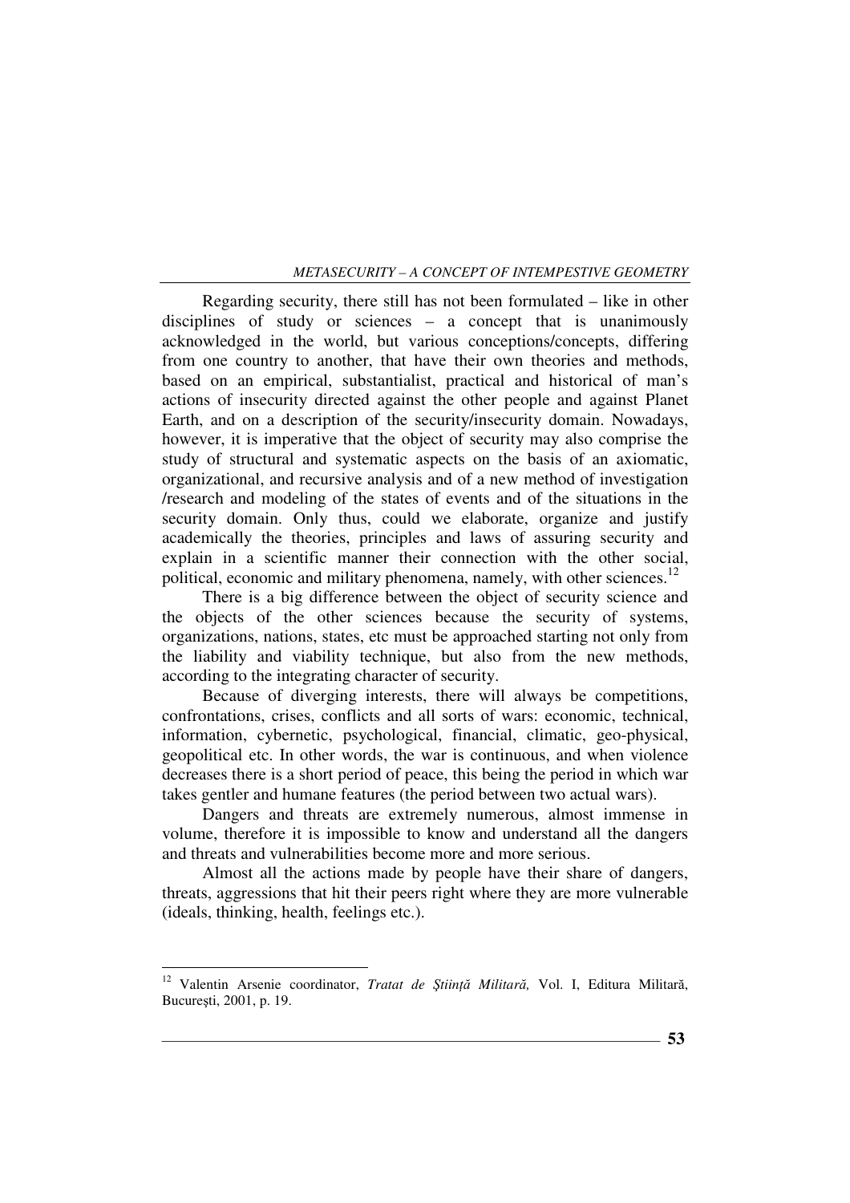Regarding security, there still has not been formulated – like in other disciplines of study or sciences – a concept that is unanimously acknowledged in the world, but various conceptions/concepts, differing from one country to another, that have their own theories and methods, based on an empirical, substantialist, practical and historical of man's actions of insecurity directed against the other people and against Planet Earth, and on a description of the security/insecurity domain. Nowadays, however, it is imperative that the object of security may also comprise the study of structural and systematic aspects on the basis of an axiomatic, organizational, and recursive analysis and of a new method of investigation /research and modeling of the states of events and of the situations in the security domain. Only thus, could we elaborate, organize and justify academically the theories, principles and laws of assuring security and explain in a scientific manner their connection with the other social, political, economic and military phenomena, namely, with other sciences.[12]

There is a big difference between the object of security science and the objects of the other sciences because the security of systems, organizations, nations, states, etc must be approached starting not only from the liability and viability technique, but also from the new methods, according to the integrating character of security.

Because of diverging interests, there will always be competitions, confrontations, crises, conflicts and all sorts of wars: economic, technical, information, cybernetic, psychological, financial, climatic, geo-physical, geopolitical etc. In other words, the war is continuous, and when violence decreases there is a short period of peace, this being the period in which war takes gentler and humane features (the period between two actual wars).

Dangers and threats are extremely numerous, almost immense in volume, therefore it is impossible to know and understand all the dangers and threats and vulnerabilities become more and more serious.

Almost all the actions made by people have their share of dangers, threats, aggressions that hit their peers right where they are more vulnerable (ideals, thinking, health, feelings etc.).

---

[12] Valentin Arsenie coordinator, *Tratat de Ştiinţă Militară,* Vol. I, Editura Militară, Bucureşti, 2001, p. 19.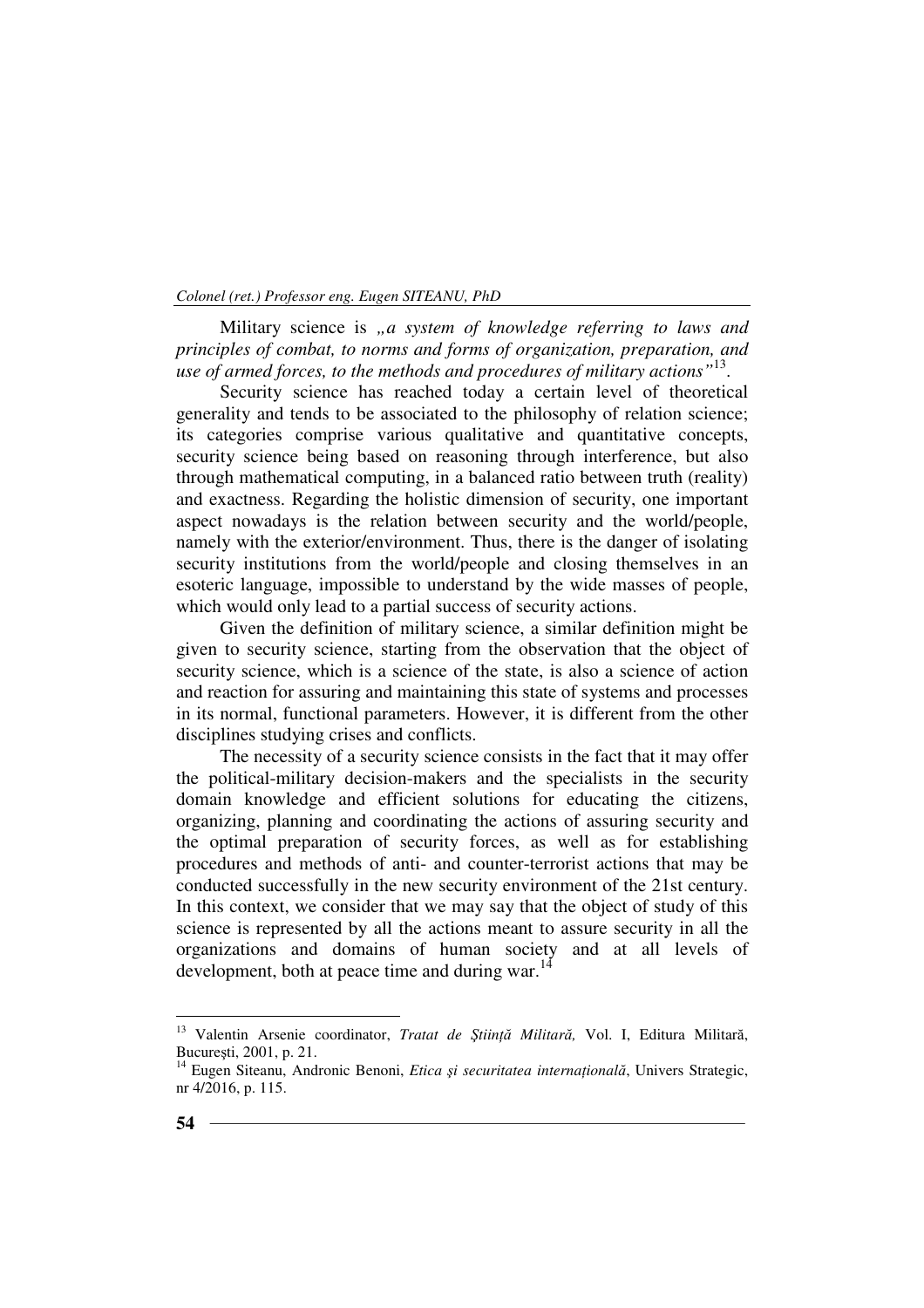Military science is *„a system of knowledge referring to laws and principles of combat, to norms and forms of organization, preparation, and use of armed forces, to the methods and procedures of military actions"*[13].

Security science has reached today a certain level of theoretical generality and tends to be associated to the philosophy of relation science; its categories comprise various qualitative and quantitative concepts, security science being based on reasoning through interference, but also through mathematical computing, in a balanced ratio between truth (reality) and exactness. Regarding the holistic dimension of security, one important aspect nowadays is the relation between security and the world/people, namely with the exterior/environment. Thus, there is the danger of isolating security institutions from the world/people and closing themselves in an esoteric language, impossible to understand by the wide masses of people, which would only lead to a partial success of security actions.

Given the definition of military science, a similar definition might be given to security science, starting from the observation that the object of security science, which is a science of the state, is also a science of action and reaction for assuring and maintaining this state of systems and processes in its normal, functional parameters. However, it is different from the other disciplines studying crises and conflicts.

The necessity of a security science consists in the fact that it may offer the political-military decision-makers and the specialists in the security domain knowledge and efficient solutions for educating the citizens, organizing, planning and coordinating the actions of assuring security and the optimal preparation of security forces, as well as for establishing procedures and methods of anti- and counter-terrorist actions that may be conducted successfully in the new security environment of the 21st century. In this context, we consider that we may say that the object of study of this science is represented by all the actions meant to assure security in all the organizations and domains of human society and at all levels of development, both at peace time and during war.[14]

---

[13] Valentin Arsenie coordinator, *Tratat de Știință Militară,* Vol. I, Editura Militară, București, 2001, p. 21.

[14] Eugen Siteanu, Andronic Benoni, *Etica și securitatea internațională*, Univers Strategic, nr 4/2016, p. 115.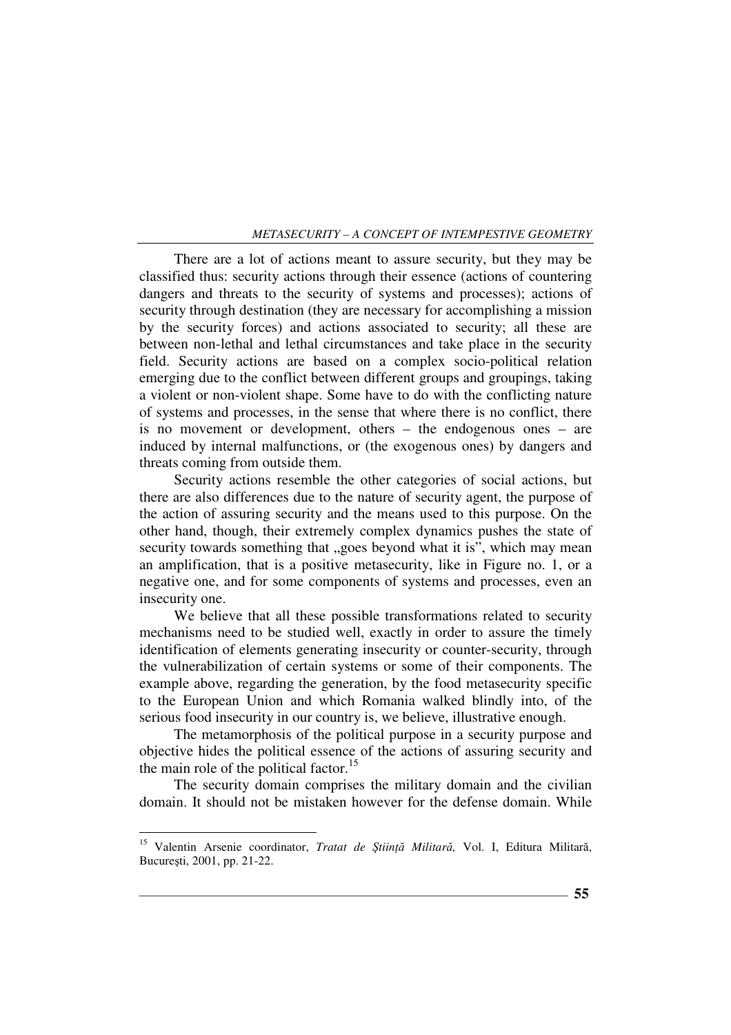There are a lot of actions meant to assure security, but they may be classified thus: security actions through their essence (actions of countering dangers and threats to the security of systems and processes); actions of security through destination (they are necessary for accomplishing a mission by the security forces) and actions associated to security; all these are between non-lethal and lethal circumstances and take place in the security field. Security actions are based on a complex socio-political relation emerging due to the conflict between different groups and groupings, taking a violent or non-violent shape. Some have to do with the conflicting nature of systems and processes, in the sense that where there is no conflict, there is no movement or development, others – the endogenous ones – are induced by internal malfunctions, or (the exogenous ones) by dangers and threats coming from outside them.

Security actions resemble the other categories of social actions, but there are also differences due to the nature of security agent, the purpose of the action of assuring security and the means used to this purpose. On the other hand, though, their extremely complex dynamics pushes the state of security towards something that „goes beyond what it is", which may mean an amplification, that is a positive metasecurity, like in Figure no. 1, or a negative one, and for some components of systems and processes, even an insecurity one.

We believe that all these possible transformations related to security mechanisms need to be studied well, exactly in order to assure the timely identification of elements generating insecurity or counter-security, through the vulnerabilization of certain systems or some of their components. The example above, regarding the generation, by the food metasecurity specific to the European Union and which Romania walked blindly into, of the serious food insecurity in our country is, we believe, illustrative enough.

The metamorphosis of the political purpose in a security purpose and objective hides the political essence of the actions of assuring security and the main role of the political factor.[15]

The security domain comprises the military domain and the civilian domain. It should not be mistaken however for the defense domain. While

---

[15] Valentin Arsenie coordinator, *Tratat de Ştiinţă Militară,* Vol. I, Editura Militară, Bucureşti, 2001, pp. 21-22.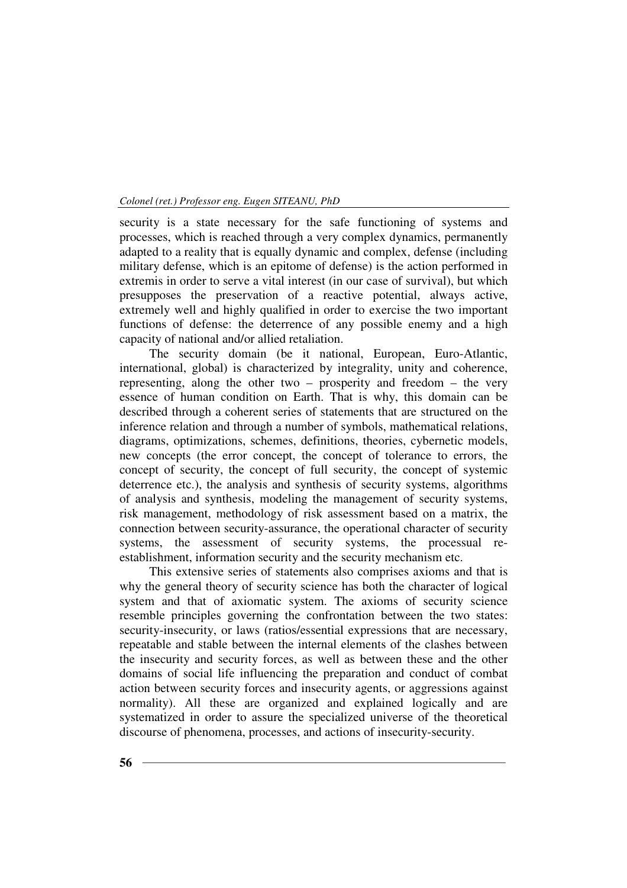security is a state necessary for the safe functioning of systems and processes, which is reached through a very complex dynamics, permanently adapted to a reality that is equally dynamic and complex, defense (including military defense, which is an epitome of defense) is the action performed in extremis in order to serve a vital interest (in our case of survival), but which presupposes the preservation of a reactive potential, always active, extremely well and highly qualified in order to exercise the two important functions of defense: the deterrence of any possible enemy and a high capacity of national and/or allied retaliation.

The security domain (be it national, European, Euro-Atlantic, international, global) is characterized by integrality, unity and coherence, representing, along the other two – prosperity and freedom – the very essence of human condition on Earth. That is why, this domain can be described through a coherent series of statements that are structured on the inference relation and through a number of symbols, mathematical relations, diagrams, optimizations, schemes, definitions, theories, cybernetic models, new concepts (the error concept, the concept of tolerance to errors, the concept of security, the concept of full security, the concept of systemic deterrence etc.), the analysis and synthesis of security systems, algorithms of analysis and synthesis, modeling the management of security systems, risk management, methodology of risk assessment based on a matrix, the connection between security-assurance, the operational character of security systems, the assessment of security systems, the processual re-establishment, information security and the security mechanism etc.

This extensive series of statements also comprises axioms and that is why the general theory of security science has both the character of logical system and that of axiomatic system. The axioms of security science resemble principles governing the confrontation between the two states: security-insecurity, or laws (ratios/essential expressions that are necessary, repeatable and stable between the internal elements of the clashes between the insecurity and security forces, as well as between these and the other domains of social life influencing the preparation and conduct of combat action between security forces and insecurity agents, or aggressions against normality). All these are organized and explained logically and are systematized in order to assure the specialized universe of the theoretical discourse of phenomena, processes, and actions of insecurity-security.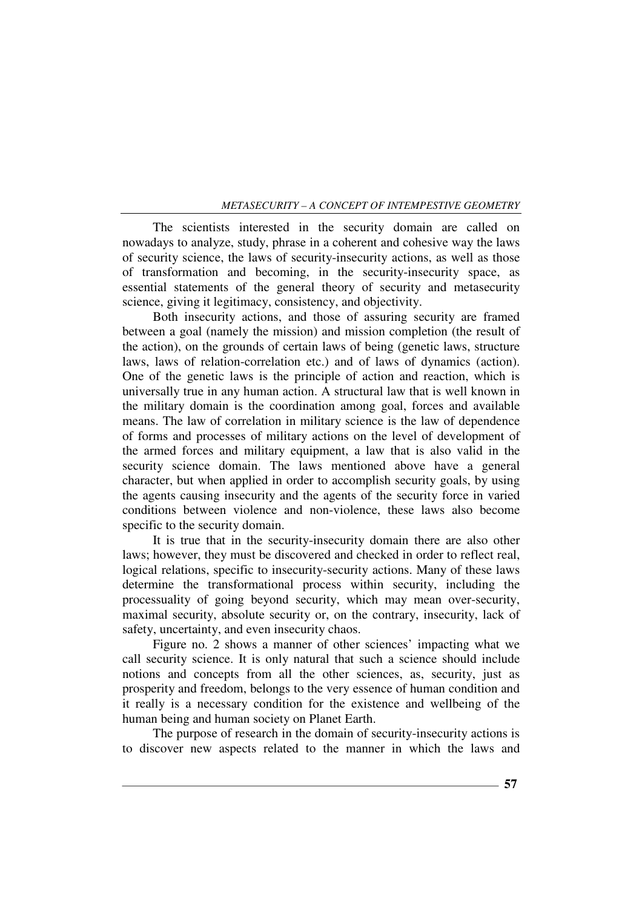The scientists interested in the security domain are called on nowadays to analyze, study, phrase in a coherent and cohesive way the laws of security science, the laws of security-insecurity actions, as well as those of transformation and becoming, in the security-insecurity space, as essential statements of the general theory of security and metasecurity science, giving it legitimacy, consistency, and objectivity.

Both insecurity actions, and those of assuring security are framed between a goal (namely the mission) and mission completion (the result of the action), on the grounds of certain laws of being (genetic laws, structure laws, laws of relation-correlation etc.) and of laws of dynamics (action). One of the genetic laws is the principle of action and reaction, which is universally true in any human action. A structural law that is well known in the military domain is the coordination among goal, forces and available means. The law of correlation in military science is the law of dependence of forms and processes of military actions on the level of development of the armed forces and military equipment, a law that is also valid in the security science domain. The laws mentioned above have a general character, but when applied in order to accomplish security goals, by using the agents causing insecurity and the agents of the security force in varied conditions between violence and non-violence, these laws also become specific to the security domain.

It is true that in the security-insecurity domain there are also other laws; however, they must be discovered and checked in order to reflect real, logical relations, specific to insecurity-security actions. Many of these laws determine the transformational process within security, including the processuality of going beyond security, which may mean over-security, maximal security, absolute security or, on the contrary, insecurity, lack of safety, uncertainty, and even insecurity chaos.

Figure no. 2 shows a manner of other sciences' impacting what we call security science. It is only natural that such a science should include notions and concepts from all the other sciences, as, security, just as prosperity and freedom, belongs to the very essence of human condition and it really is a necessary condition for the existence and wellbeing of the human being and human society on Planet Earth.

The purpose of research in the domain of security-insecurity actions is to discover new aspects related to the manner in which the laws and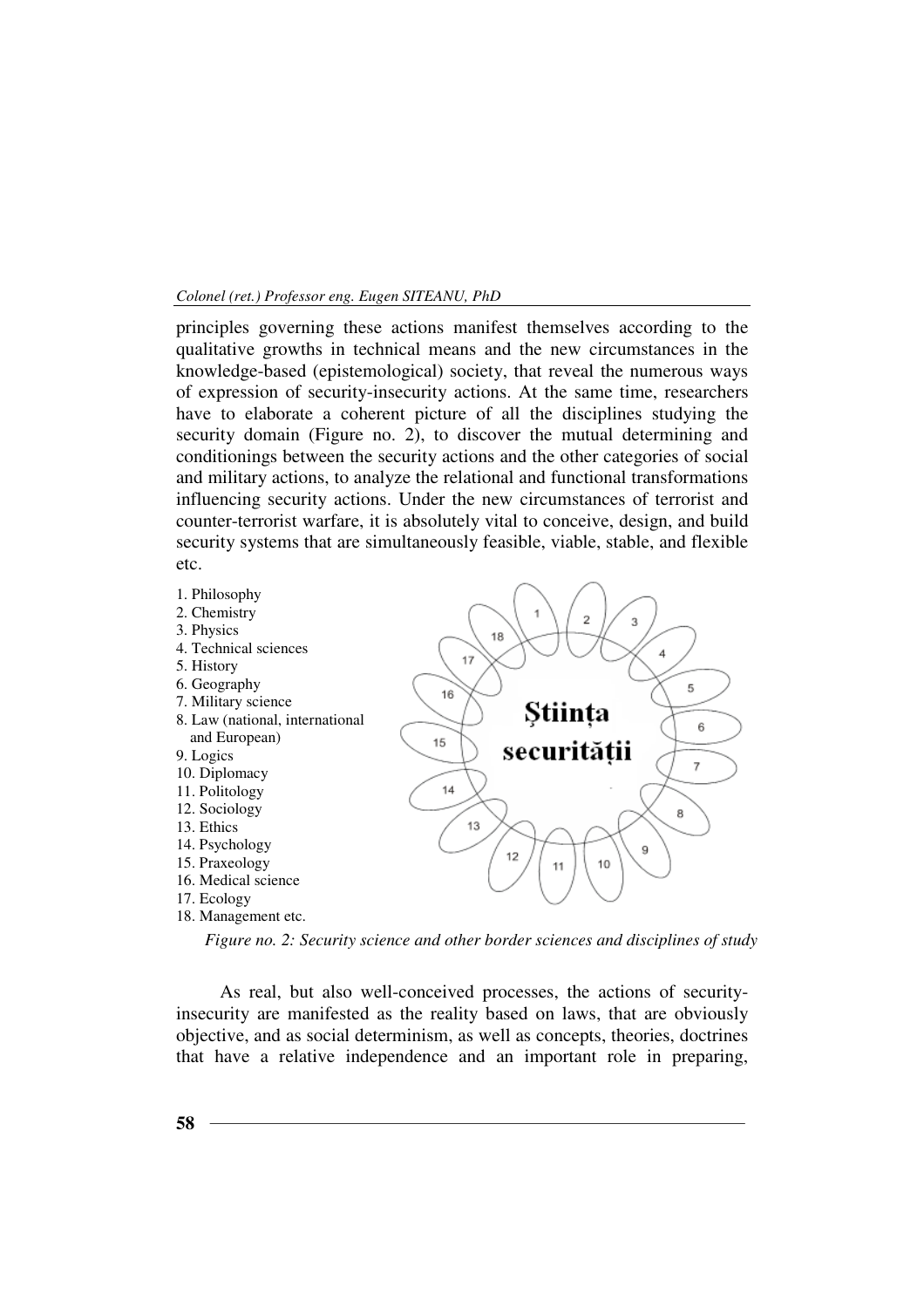principles governing these actions manifest themselves according to the qualitative growths in technical means and the new circumstances in the knowledge-based (epistemological) society, that reveal the numerous ways of expression of security-insecurity actions. At the same time, researchers have to elaborate a coherent picture of all the disciplines studying the security domain (Figure no. 2), to discover the mutual determining and conditionings between the security actions and the other categories of social and military actions, to analyze the relational and functional transformations influencing security actions. Under the new circumstances of terrorist and counter-terrorist warfare, it is absolutely vital to conceive, design, and build security systems that are simultaneously feasible, viable, stable, and flexible etc.

1. Philosophy
2. Chemistry
3. Physics
4. Technical sciences
5. History
6. Geography
7. Military science
8. Law (national, international and European)
9. Logics
10. Diplomacy
11. Politology
12. Sociology
13. Ethics
14. Psychology
15. Praxeology
16. Medical science
17. Ecology
18. Management etc.

Știința securității

*Figure no. 2: Security science and other border sciences and disciplines of study*

As real, but also well-conceived processes, the actions of security-insecurity are manifested as the reality based on laws, that are obviously objective, and as social determinism, as well as concepts, theories, doctrines that have a relative independence and an important role in preparing,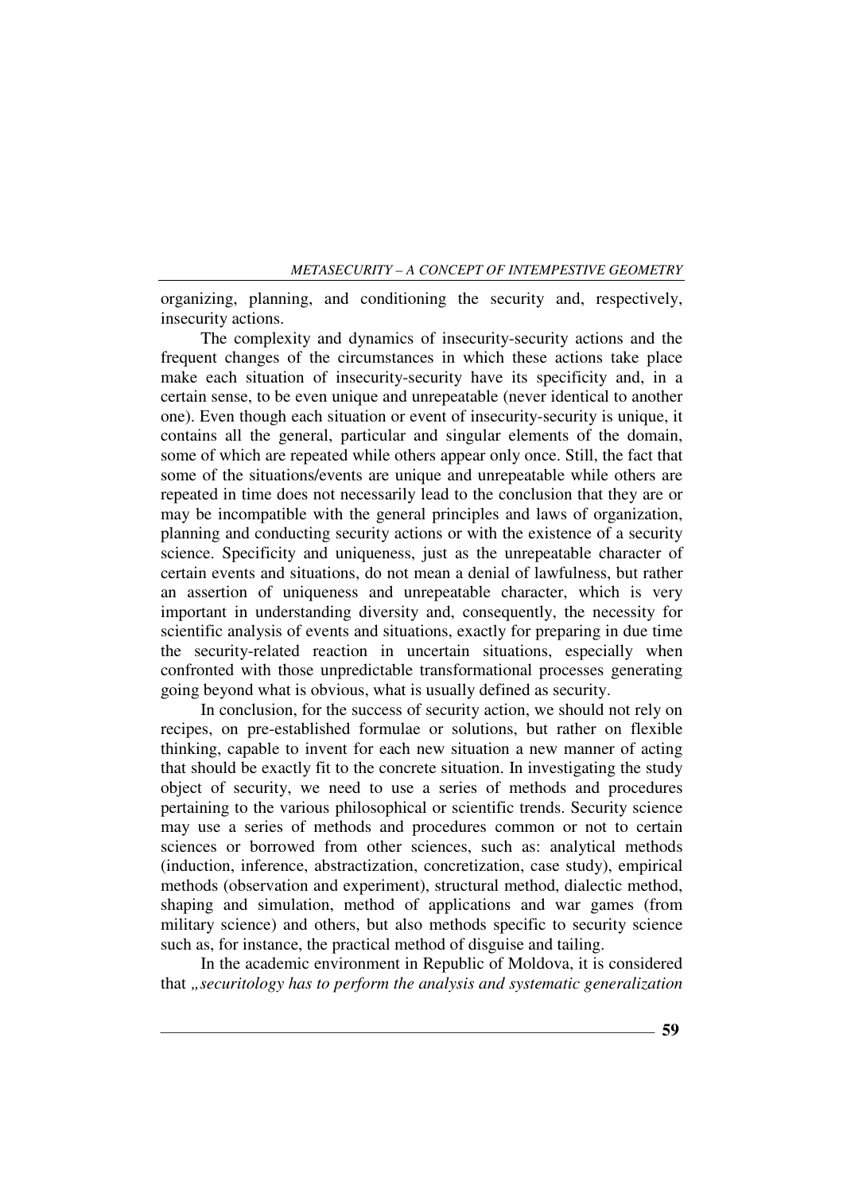organizing, planning, and conditioning the security and, respectively, insecurity actions.

The complexity and dynamics of insecurity-security actions and the frequent changes of the circumstances in which these actions take place make each situation of insecurity-security have its specificity and, in a certain sense, to be even unique and unrepeatable (never identical to another one). Even though each situation or event of insecurity-security is unique, it contains all the general, particular and singular elements of the domain, some of which are repeated while others appear only once. Still, the fact that some of the situations/events are unique and unrepeatable while others are repeated in time does not necessarily lead to the conclusion that they are or may be incompatible with the general principles and laws of organization, planning and conducting security actions or with the existence of a security science. Specificity and uniqueness, just as the unrepeatable character of certain events and situations, do not mean a denial of lawfulness, but rather an assertion of uniqueness and unrepeatable character, which is very important in understanding diversity and, consequently, the necessity for scientific analysis of events and situations, exactly for preparing in due time the security-related reaction in uncertain situations, especially when confronted with those unpredictable transformational processes generating going beyond what is obvious, what is usually defined as security.

In conclusion, for the success of security action, we should not rely on recipes, on pre-established formulae or solutions, but rather on flexible thinking, capable to invent for each new situation a new manner of acting that should be exactly fit to the concrete situation. In investigating the study object of security, we need to use a series of methods and procedures pertaining to the various philosophical or scientific trends. Security science may use a series of methods and procedures common or not to certain sciences or borrowed from other sciences, such as: analytical methods (induction, inference, abstractization, concretization, case study), empirical methods (observation and experiment), structural method, dialectic method, shaping and simulation, method of applications and war games (from military science) and others, but also methods specific to security science such as, for instance, the practical method of disguise and tailing.

In the academic environment in Republic of Moldova, it is considered that *„securitology has to perform the analysis and systematic generalization*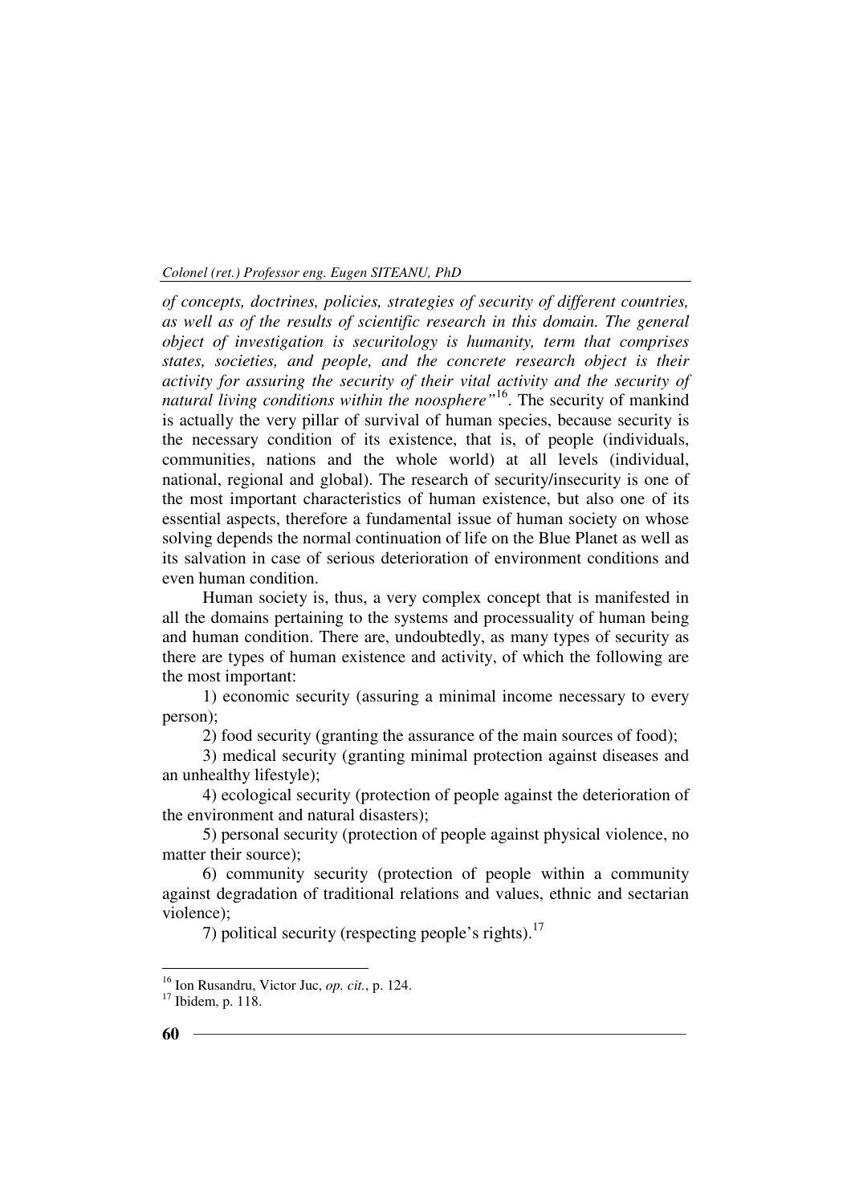*of concepts, doctrines, policies, strategies of security of different countries, as well as of the results of scientific research in this domain. The general object of investigation is securitology is humanity, term that comprises states, societies, and people, and the concrete research object is their activity for assuring the security of their vital activity and the security of natural living conditions within the noosphere"*[16]. The security of mankind is actually the very pillar of survival of human species, because security is the necessary condition of its existence, that is, of people (individuals, communities, nations and the whole world) at all levels (individual, national, regional and global). The research of security/insecurity is one of the most important characteristics of human existence, but also one of its essential aspects, therefore a fundamental issue of human society on whose solving depends the normal continuation of life on the Blue Planet as well as its salvation in case of serious deterioration of environment conditions and even human condition.

Human society is, thus, a very complex concept that is manifested in all the domains pertaining to the systems and processuality of human being and human condition. There are, undoubtedly, as many types of security as there are types of human existence and activity, of which the following are the most important:

1) economic security (assuring a minimal income necessary to every person);

2) food security (granting the assurance of the main sources of food);

3) medical security (granting minimal protection against diseases and an unhealthy lifestyle);

4) ecological security (protection of people against the deterioration of the environment and natural disasters);

5) personal security (protection of people against physical violence, no matter their source);

6) community security (protection of people within a community against degradation of traditional relations and values, ethnic and sectarian violence);

7) political security (respecting people's rights).[17]

---

[16] Ion Rusandru, Victor Juc, *op. cit.*, p. 124.

[17] Ibidem, p. 118.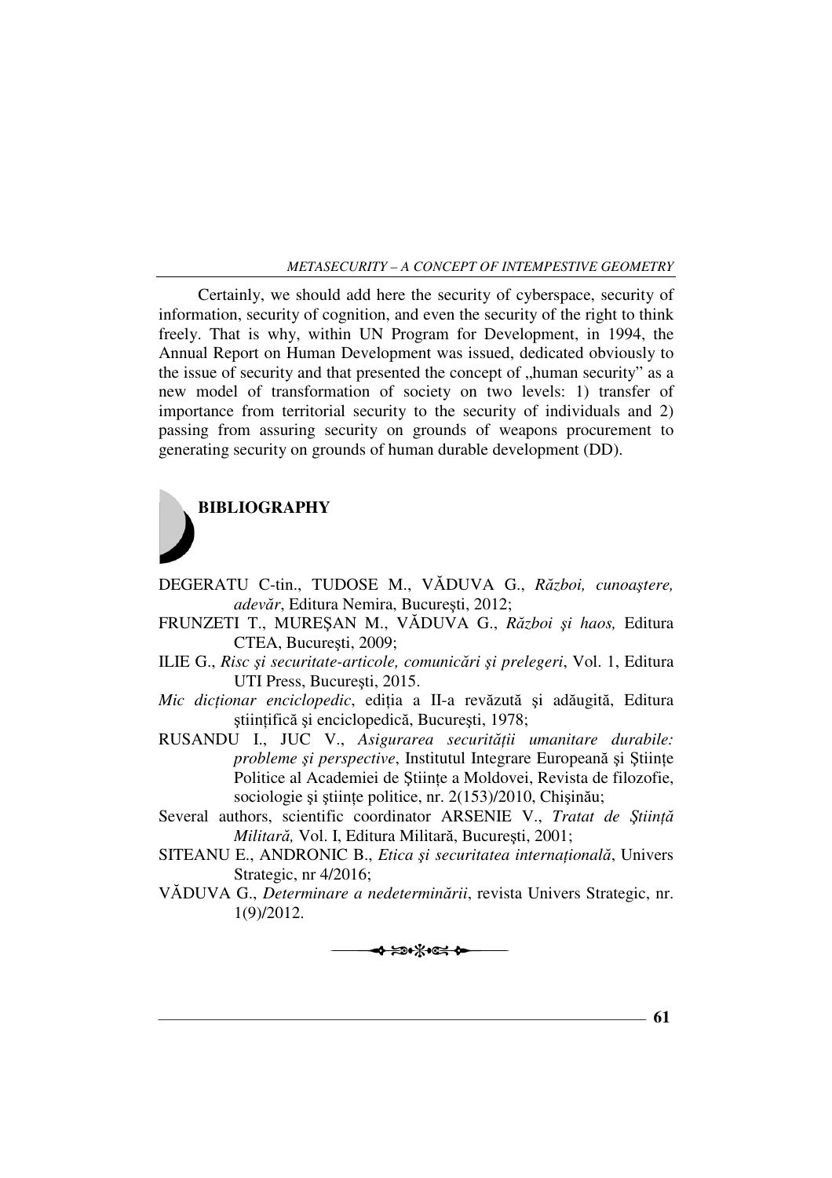Certainly, we should add here the security of cyberspace, security of information, security of cognition, and even the security of the right to think freely. That is why, within UN Program for Development, in 1994, the Annual Report on Human Development was issued, dedicated obviously to the issue of security and that presented the concept of „human security" as a new model of transformation of society on two levels: 1) transfer of importance from territorial security to the security of individuals and 2) passing from assuring security on grounds of weapons procurement to generating security on grounds of human durable development (DD).

## BIBLIOGRAPHY

DEGERATU C-tin., TUDOSE M., VĂDUVA G., *Război, cunoaştere, adevăr*, Editura Nemira, Bucureşti, 2012;

FRUNZETI T., MUREŞAN M., VĂDUVA G., *Război şi haos,* Editura CTEA, Bucureşti, 2009;

ILIE G., *Risc şi securitate-articole, comunicări şi prelegeri*, Vol. 1, Editura UTI Press, Bucureşti, 2015.

*Mic dicționar enciclopedic*, ediția a II-a revăzută şi adăugită, Editura ştiințifică şi enciclopedică, Bucureşti, 1978;

RUSANDU I., JUC V., *Asigurarea securității umanitare durabile: probleme şi perspective*, Institutul Integrare Europeană şi Științe Politice al Academiei de Științe a Moldovei, Revista de filozofie, sociologie şi științe politice, nr. 2(153)/2010, Chişinău;

Several authors, scientific coordinator ARSENIE V., *Tratat de Ştiință Militară,* Vol. I, Editura Militară, Bucureşti, 2001;

SITEANU E., ANDRONIC B., *Etica şi securitatea internațională*, Univers Strategic, nr 4/2016;

VĂDUVA G., *Determinare a nedeterminării*, revista Univers Strategic, nr. 1(9)/2012.